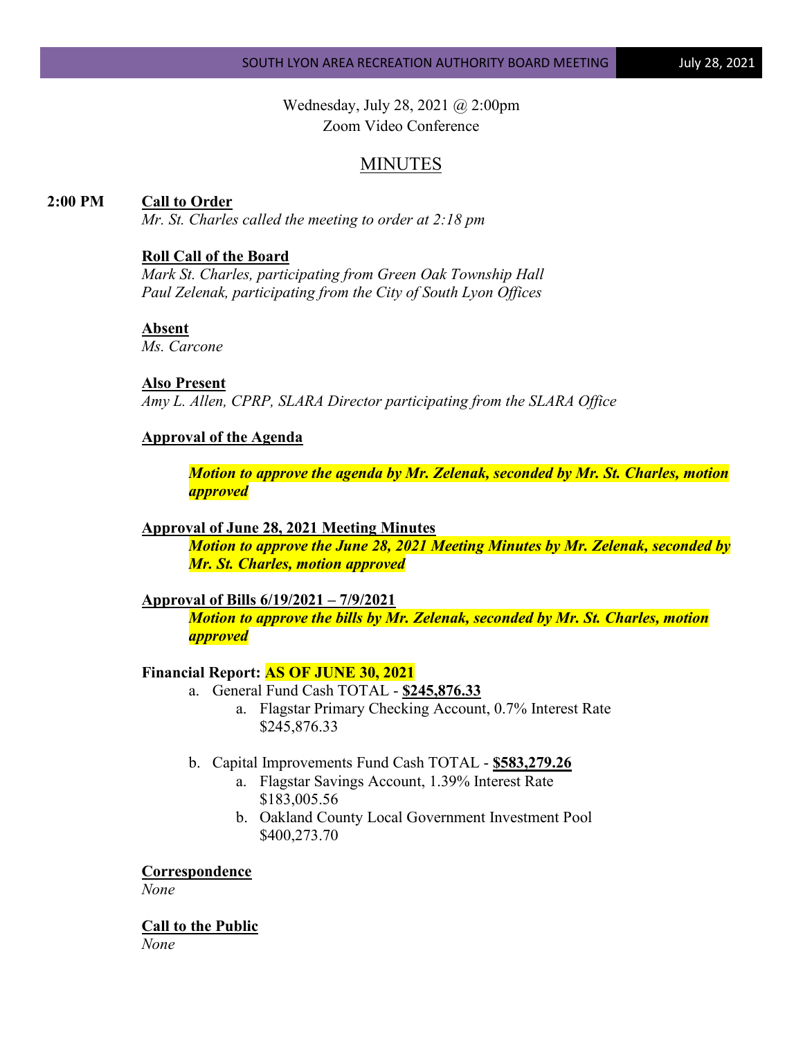Wednesday, July 28, 2021 @ 2:00pm
Zoom Video Conference

# MINUTES

**2:00 PM** **Call to Order**
*Mr. St. Charles called the meeting to order at 2:18 pm*

**Roll Call of the Board**
*Mark St. Charles, participating from Green Oak Township Hall*
*Paul Zelenak, participating from the City of South Lyon Offices*

**Absent**
*Ms. Carcone*

**Also Present**
*Amy L. Allen, CPRP, SLARA Director participating from the SLARA Office*

**Approval of the Agenda**

***Motion to approve the agenda by Mr. Zelenak, seconded by Mr. St. Charles, motion approved***

**Approval of June 28, 2021 Meeting Minutes**
***Motion to approve the June 28, 2021 Meeting Minutes by Mr. Zelenak, seconded by Mr. St. Charles, motion approved***

**Approval of Bills 6/19/2021 – 7/9/2021**
***Motion to approve the bills by Mr. Zelenak, seconded by Mr. St. Charles, motion approved***

**Financial Report: AS OF JUNE 30, 2021**

a. General Fund Cash TOTAL - **$245,876.33**
   a. Flagstar Primary Checking Account, 0.7% Interest Rate
      $245,876.33

b. Capital Improvements Fund Cash TOTAL - **$583,279.26**
   a. Flagstar Savings Account, 1.39% Interest Rate
      $183,005.56
   b. Oakland County Local Government Investment Pool
      $400,273.70

**Correspondence**
*None*

**Call to the Public**
*None*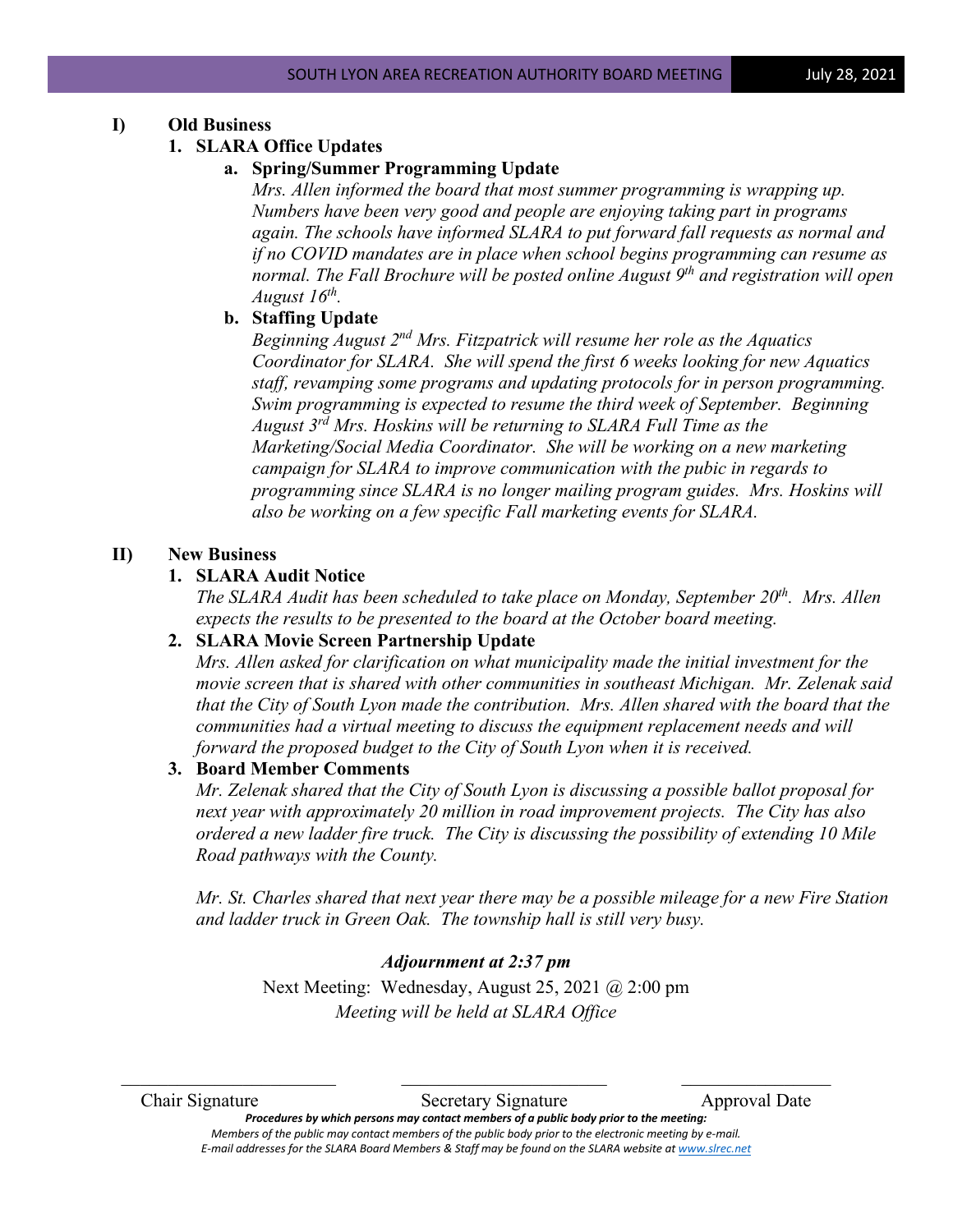## I) Old Business

### 1. SLARA Office Updates

#### a. Spring/Summer Programming Update

*Mrs. Allen informed the board that most summer programming is wrapping up. Numbers have been very good and people are enjoying taking part in programs again. The schools have informed SLARA to put forward fall requests as normal and if no COVID mandates are in place when school begins programming can resume as normal. The Fall Brochure will be posted online August 9th and registration will open August 16th.*

#### b. Staffing Update

*Beginning August 2nd Mrs. Fitzpatrick will resume her role as the Aquatics Coordinator for SLARA. She will spend the first 6 weeks looking for new Aquatics staff, revamping some programs and updating protocols for in person programming. Swim programming is expected to resume the third week of September. Beginning August 3rd Mrs. Hoskins will be returning to SLARA Full Time as the Marketing/Social Media Coordinator. She will be working on a new marketing campaign for SLARA to improve communication with the pubic in regards to programming since SLARA is no longer mailing program guides. Mrs. Hoskins will also be working on a few specific Fall marketing events for SLARA.*

## II) New Business

### 1. SLARA Audit Notice

*The SLARA Audit has been scheduled to take place on Monday, September 20th. Mrs. Allen expects the results to be presented to the board at the October board meeting.*

### 2. SLARA Movie Screen Partnership Update

*Mrs. Allen asked for clarification on what municipality made the initial investment for the movie screen that is shared with other communities in southeast Michigan. Mr. Zelenak said that the City of South Lyon made the contribution. Mrs. Allen shared with the board that the communities had a virtual meeting to discuss the equipment replacement needs and will forward the proposed budget to the City of South Lyon when it is received.*

### 3. Board Member Comments

*Mr. Zelenak shared that the City of South Lyon is discussing a possible ballot proposal for next year with approximately 20 million in road improvement projects. The City has also ordered a new ladder fire truck. The City is discussing the possibility of extending 10 Mile Road pathways with the County.*

*Mr. St. Charles shared that next year there may be a possible mileage for a new Fire Station and ladder truck in Green Oak. The township hall is still very busy.*

***Adjournment at 2:37 pm***

Next Meeting: Wednesday, August 25, 2021 @ 2:00 pm

*Meeting will be held at SLARA Office*

\_\_\_\_\_\_\_\_\_\_\_\_\_\_\_\_\_\_\_\_\_\_\_ \_\_\_\_\_\_\_\_\_\_\_\_\_\_\_\_\_\_\_\_\_\_\_ \_\_\_\_\_\_\_\_\_\_\_\_\_\_\_\_

Chair Signature Secretary Signature Approval Date

***Procedures by which persons may contact members of a public body prior to the meeting:***

*Members of the public may contact members of the public body prior to the electronic meeting by e-mail.*
*E-mail addresses for the SLARA Board Members & Staff may be found on the SLARA website at www.slrec.net*